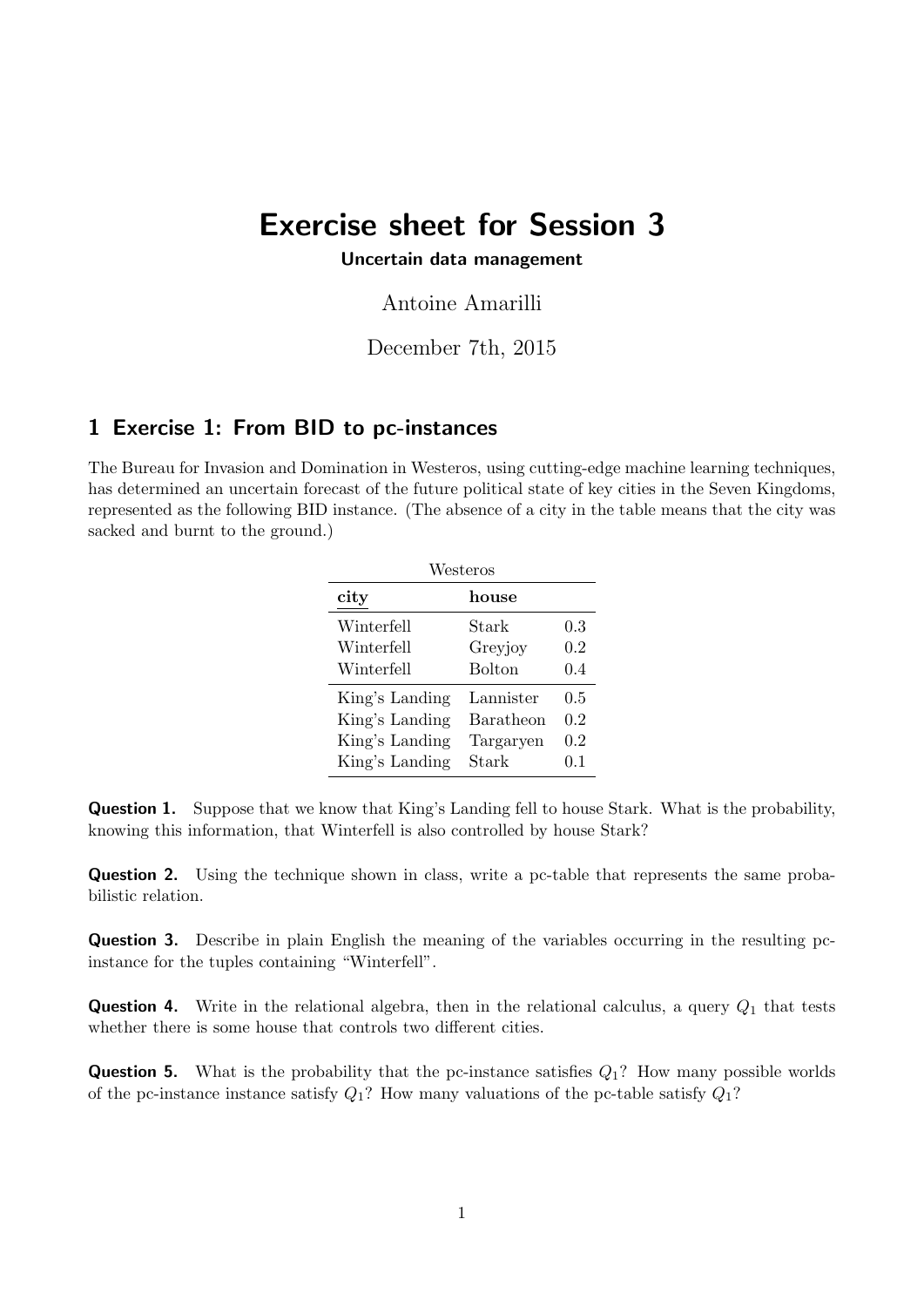# Exercise sheet for Session 3

**Uncertain data management**

Antoine Amarilli

December 7th, 2015

## 1 Exercise 1: From BID to pc-instances

The Bureau for Invasion and Domination in Westeros, using cutting-edge machine learning techniques, has determined an uncertain forecast of the future political state of key cities in the Seven Kingdoms, represented as the following BID instance. (The absence of a city in the table means that the city was sacked and burnt to the ground.)

Westeros

| city | house | |
|---|---|---|
| Winterfell | Stark | 0.3 |
| Winterfell | Greyjoy | 0.2 |
| Winterfell | Bolton | 0.4 |
| King's Landing | Lannister | 0.5 |
| King's Landing | Baratheon | 0.2 |
| King's Landing | Targaryen | 0.2 |
| King's Landing | Stark | 0.1 |

**Question 1.** Suppose that we know that King's Landing fell to house Stark. What is the probability, knowing this information, that Winterfell is also controlled by house Stark?

**Question 2.** Using the technique shown in class, write a pc-table that represents the same probabilistic relation.

**Question 3.** Describe in plain English the meaning of the variables occurring in the resulting pc-instance for the tuples containing "Winterfell".

**Question 4.** Write in the relational algebra, then in the relational calculus, a query $Q_1$ that tests whether there is some house that controls two different cities.

**Question 5.** What is the probability that the pc-instance satisfies $Q_1$? How many possible worlds of the pc-instance instance satisfy $Q_1$? How many valuations of the pc-table satisfy $Q_1$?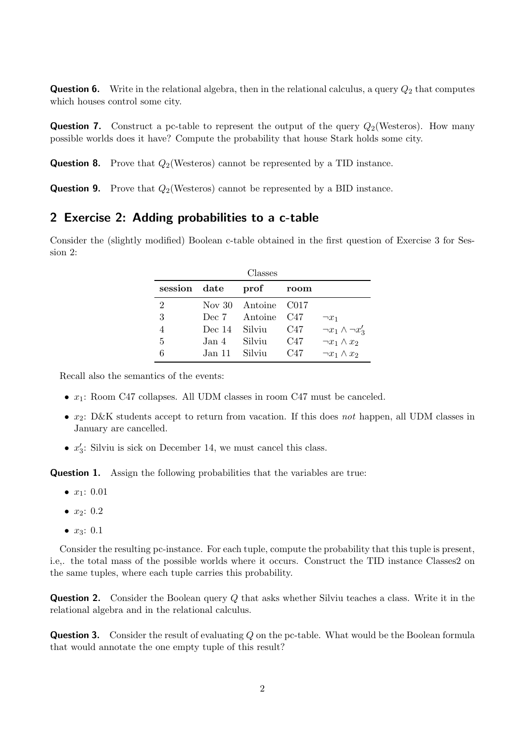**Question 6.** Write in the relational algebra, then in the relational calculus, a query $Q_2$ that computes which houses control some city.

**Question 7.** Construct a pc-table to represent the output of the query $Q_2$(Westeros). How many possible worlds does it have? Compute the probability that house Stark holds some city.

**Question 8.** Prove that $Q_2$(Westeros) cannot be represented by a TID instance.

**Question 9.** Prove that $Q_2$(Westeros) cannot be represented by a BID instance.

## 2 Exercise 2: Adding probabilities to a c-table

Consider the (slightly modified) Boolean c-table obtained in the first question of Exercise 3 for Session 2:

Classes

| session | date | prof | room | |
|---|---|---|---|---|
| 2 | Nov 30 | Antoine | C017 | |
| 3 | Dec 7 | Antoine | C47 | $\neg x_1$ |
| 4 | Dec 14 | Silviu | C47 | $\neg x_1 \wedge \neg x_3'$ |
| 5 | Jan 4 | Silviu | C47 | $\neg x_1 \wedge x_2$ |
| 6 | Jan 11 | Silviu | C47 | $\neg x_1 \wedge x_2$ |

Recall also the semantics of the events:

- $x_1$: Room C47 collapses. All UDM classes in room C47 must be canceled.
- $x_2$: D&K students accept to return from vacation. If this does *not* happen, all UDM classes in January are cancelled.
- $x_3'$: Silviu is sick on December 14, we must cancel this class.

**Question 1.** Assign the following probabilities that the variables are true:

- $x_1$: 0.01
- $x_2$: 0.2
- $x_3$: 0.1

Consider the resulting pc-instance. For each tuple, compute the probability that this tuple is present, i.e,. the total mass of the possible worlds where it occurs. Construct the TID instance Classes2 on the same tuples, where each tuple carries this probability.

**Question 2.** Consider the Boolean query $Q$ that asks whether Silviu teaches a class. Write it in the relational algebra and in the relational calculus.

**Question 3.** Consider the result of evaluating $Q$ on the pc-table. What would be the Boolean formula that would annotate the one empty tuple of this result?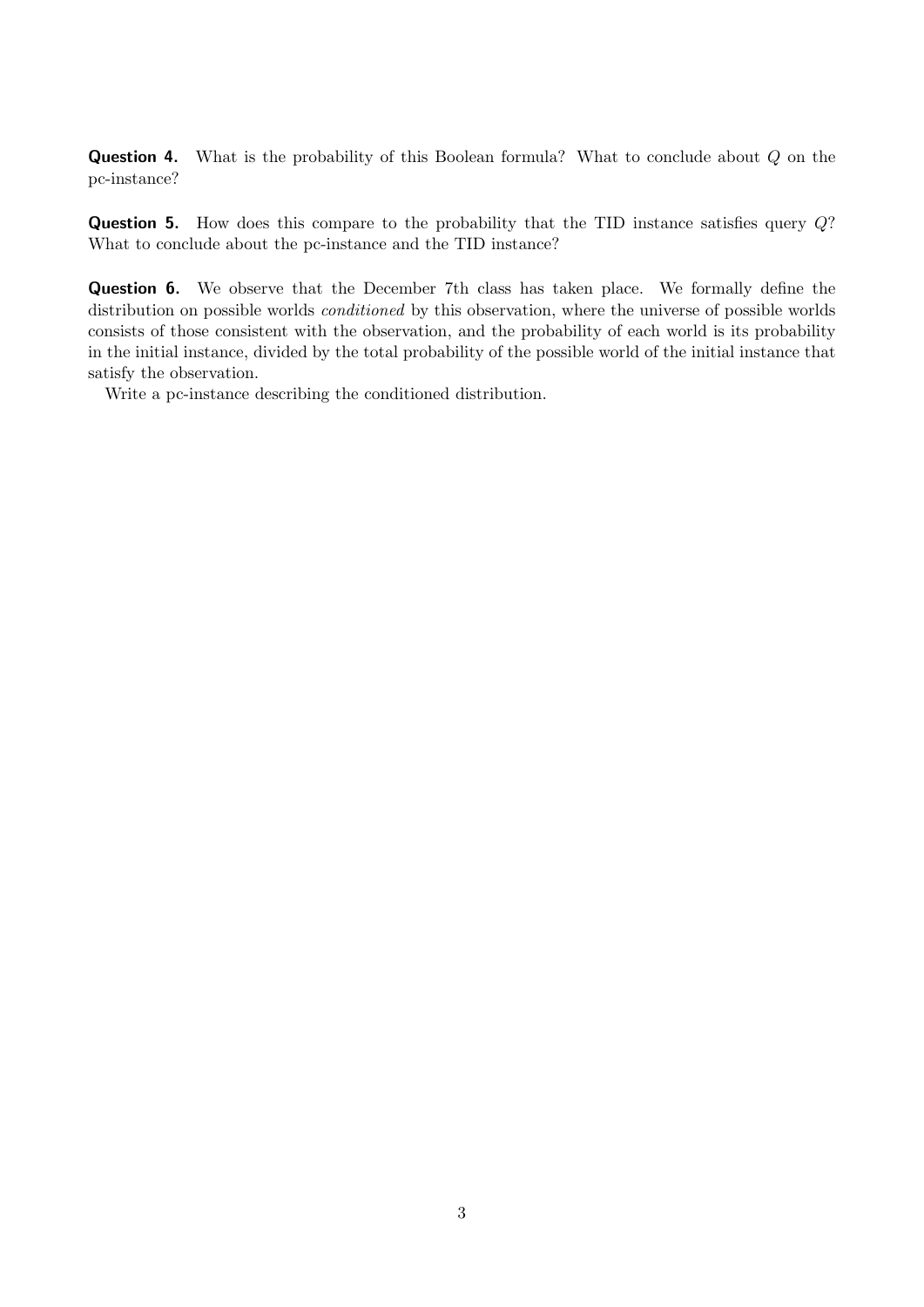**Question 4.** What is the probability of this Boolean formula? What to conclude about $Q$ on the pc-instance?

**Question 5.** How does this compare to the probability that the TID instance satisfies query $Q$? What to conclude about the pc-instance and the TID instance?

**Question 6.** We observe that the December 7th class has taken place. We formally define the distribution on possible worlds *conditioned* by this observation, where the universe of possible worlds consists of those consistent with the observation, and the probability of each world is its probability in the initial instance, divided by the total probability of the possible world of the initial instance that satisfy the observation.

Write a pc-instance describing the conditioned distribution.